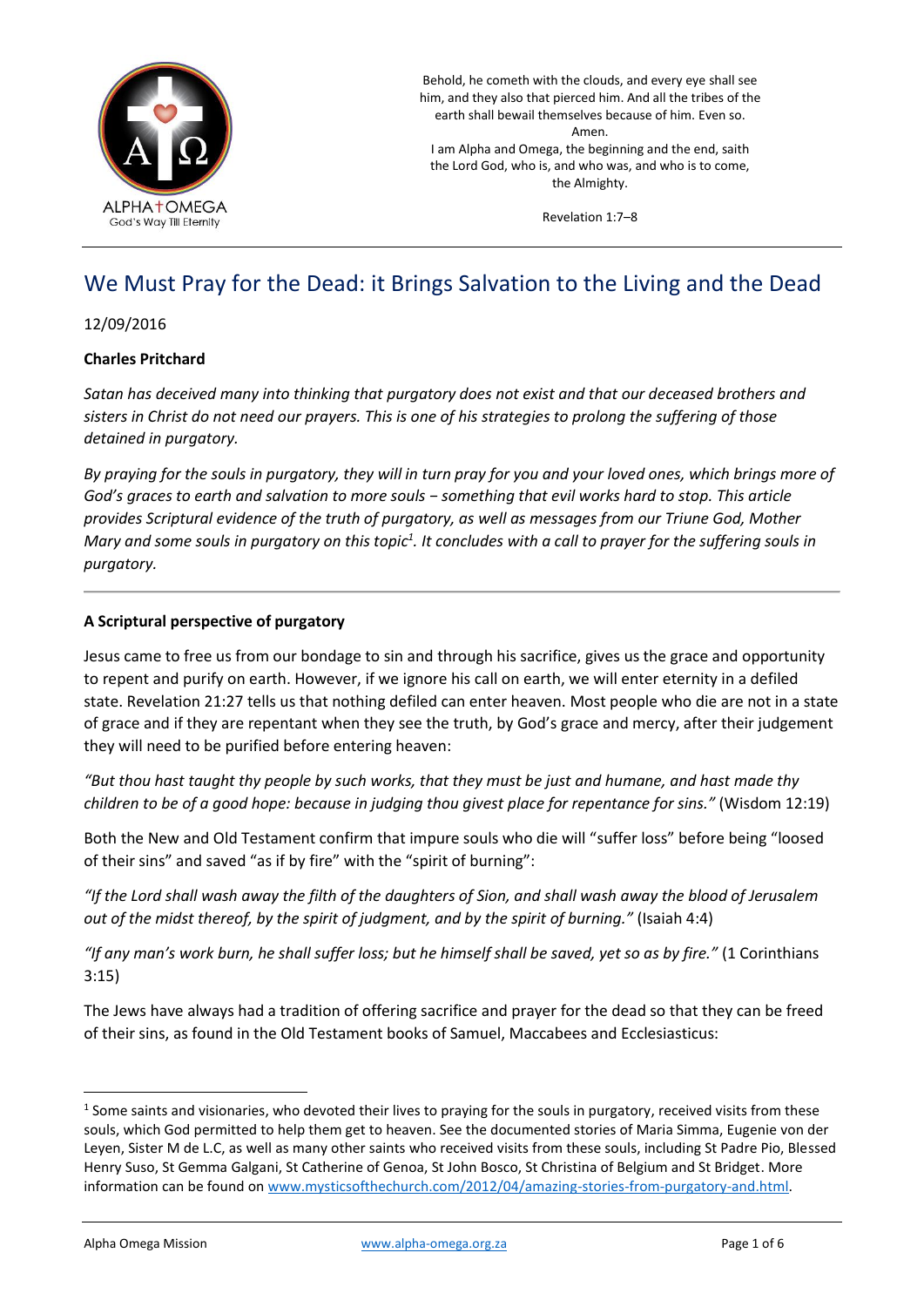ALPHA†OMEGA
God's Way Till Eternity

Behold, he cometh with the clouds, and every eye shall see him, and they also that pierced him. And all the tribes of the earth shall bewail themselves because of him. Even so. Amen.
I am Alpha and Omega, the beginning and the end, saith the Lord God, who is, and who was, and who is to come, the Almighty.

Revelation 1:7–8

# We Must Pray for the Dead: it Brings Salvation to the Living and the Dead

12/09/2016

**Charles Pritchard**

*Satan has deceived many into thinking that purgatory does not exist and that our deceased brothers and sisters in Christ do not need our prayers. This is one of his strategies to prolong the suffering of those detained in purgatory.*

*By praying for the souls in purgatory, they will in turn pray for you and your loved ones, which brings more of God's graces to earth and salvation to more souls – something that evil works hard to stop. This article provides Scriptural evidence of the truth of purgatory, as well as messages from our Triune God, Mother Mary and some souls in purgatory on this topic*[1]*. It concludes with a call to prayer for the suffering souls in purgatory.*

---

**A Scriptural perspective of purgatory**

Jesus came to free us from our bondage to sin and through his sacrifice, gives us the grace and opportunity to repent and purify on earth. However, if we ignore his call on earth, we will enter eternity in a defiled state. Revelation 21:27 tells us that nothing defiled can enter heaven. Most people who die are not in a state of grace and if they are repentant when they see the truth, by God's grace and mercy, after their judgement they will need to be purified before entering heaven:

*"But thou hast taught thy people by such works, that they must be just and humane, and hast made thy children to be of a good hope: because in judging thou givest place for repentance for sins."* (Wisdom 12:19)

Both the New and Old Testament confirm that impure souls who die will "suffer loss" before being "loosed of their sins" and saved "as if by fire" with the "spirit of burning":

*"If the Lord shall wash away the filth of the daughters of Sion, and shall wash away the blood of Jerusalem out of the midst thereof, by the spirit of judgment, and by the spirit of burning."* (Isaiah 4:4)

*"If any man's work burn, he shall suffer loss; but he himself shall be saved, yet so as by fire."* (1 Corinthians 3:15)

The Jews have always had a tradition of offering sacrifice and prayer for the dead so that they can be freed of their sins, as found in the Old Testament books of Samuel, Maccabees and Ecclesiasticus:

---

[1] Some saints and visionaries, who devoted their lives to praying for the souls in purgatory, received visits from these souls, which God permitted to help them get to heaven. See the documented stories of Maria Simma, Eugenie von der Leyen, Sister M de L.C, as well as many other saints who received visits from these souls, including St Padre Pio, Blessed Henry Suso, St Gemma Galgani, St Catherine of Genoa, St John Bosco, St Christina of Belgium and St Bridget. More information can be found on www.mysticsofthechurch.com/2012/04/amazing-stories-from-purgatory-and.html.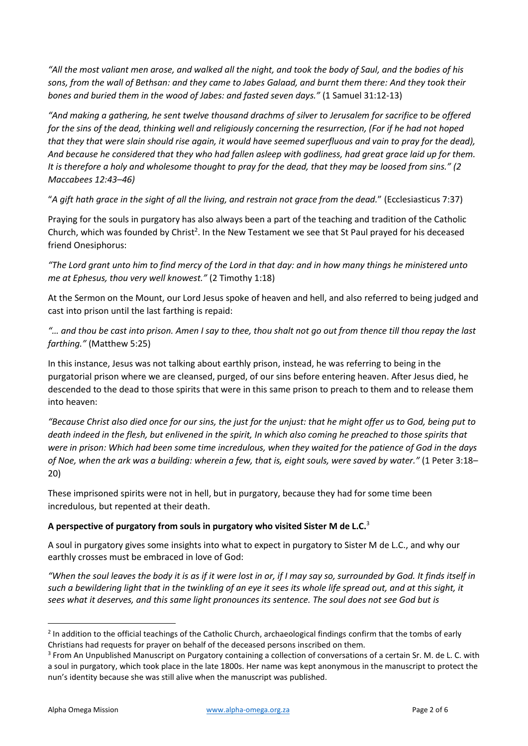*"All the most valiant men arose, and walked all the night, and took the body of Saul, and the bodies of his sons, from the wall of Bethsan: and they came to Jabes Galaad, and burnt them there: And they took their bones and buried them in the wood of Jabes: and fasted seven days."* (1 Samuel 31:12-13)

*"And making a gathering, he sent twelve thousand drachms of silver to Jerusalem for sacrifice to be offered for the sins of the dead, thinking well and religiously concerning the resurrection, (For if he had not hoped that they that were slain should rise again, it would have seemed superfluous and vain to pray for the dead), And because he considered that they who had fallen asleep with godliness, had great grace laid up for them. It is therefore a holy and wholesome thought to pray for the dead, that they may be loosed from sins." (2 Maccabees 12:43–46)*

"*A gift hath grace in the sight of all the living, and restrain not grace from the dead.*" (Ecclesiasticus 7:37)

Praying for the souls in purgatory has also always been a part of the teaching and tradition of the Catholic Church, which was founded by Christ[2]. In the New Testament we see that St Paul prayed for his deceased friend Onesiphorus:

*"The Lord grant unto him to find mercy of the Lord in that day: and in how many things he ministered unto me at Ephesus, thou very well knowest."* (2 Timothy 1:18)

At the Sermon on the Mount, our Lord Jesus spoke of heaven and hell, and also referred to being judged and cast into prison until the last farthing is repaid:

*"… and thou be cast into prison. Amen I say to thee, thou shalt not go out from thence till thou repay the last farthing."* (Matthew 5:25)

In this instance, Jesus was not talking about earthly prison, instead, he was referring to being in the purgatorial prison where we are cleansed, purged, of our sins before entering heaven. After Jesus died, he descended to the dead to those spirits that were in this same prison to preach to them and to release them into heaven:

*"Because Christ also died once for our sins, the just for the unjust: that he might offer us to God, being put to death indeed in the flesh, but enlivened in the spirit, In which also coming he preached to those spirits that were in prison: Which had been some time incredulous, when they waited for the patience of God in the days of Noe, when the ark was a building: wherein a few, that is, eight souls, were saved by water."* (1 Peter 3:18–20)

These imprisoned spirits were not in hell, but in purgatory, because they had for some time been incredulous, but repented at their death.

**A perspective of purgatory from souls in purgatory who visited Sister M de L.C.**[3]

A soul in purgatory gives some insights into what to expect in purgatory to Sister M de L.C., and why our earthly crosses must be embraced in love of God:

*"When the soul leaves the body it is as if it were lost in or, if I may say so, surrounded by God. It finds itself in such a bewildering light that in the twinkling of an eye it sees its whole life spread out, and at this sight, it sees what it deserves, and this same light pronounces its sentence. The soul does not see God but is*

---

[2] In addition to the official teachings of the Catholic Church, archaeological findings confirm that the tombs of early Christians had requests for prayer on behalf of the deceased persons inscribed on them.

[3] From An Unpublished Manuscript on Purgatory containing a collection of conversations of a certain Sr. M. de L. C. with a soul in purgatory, which took place in the late 1800s. Her name was kept anonymous in the manuscript to protect the nun's identity because she was still alive when the manuscript was published.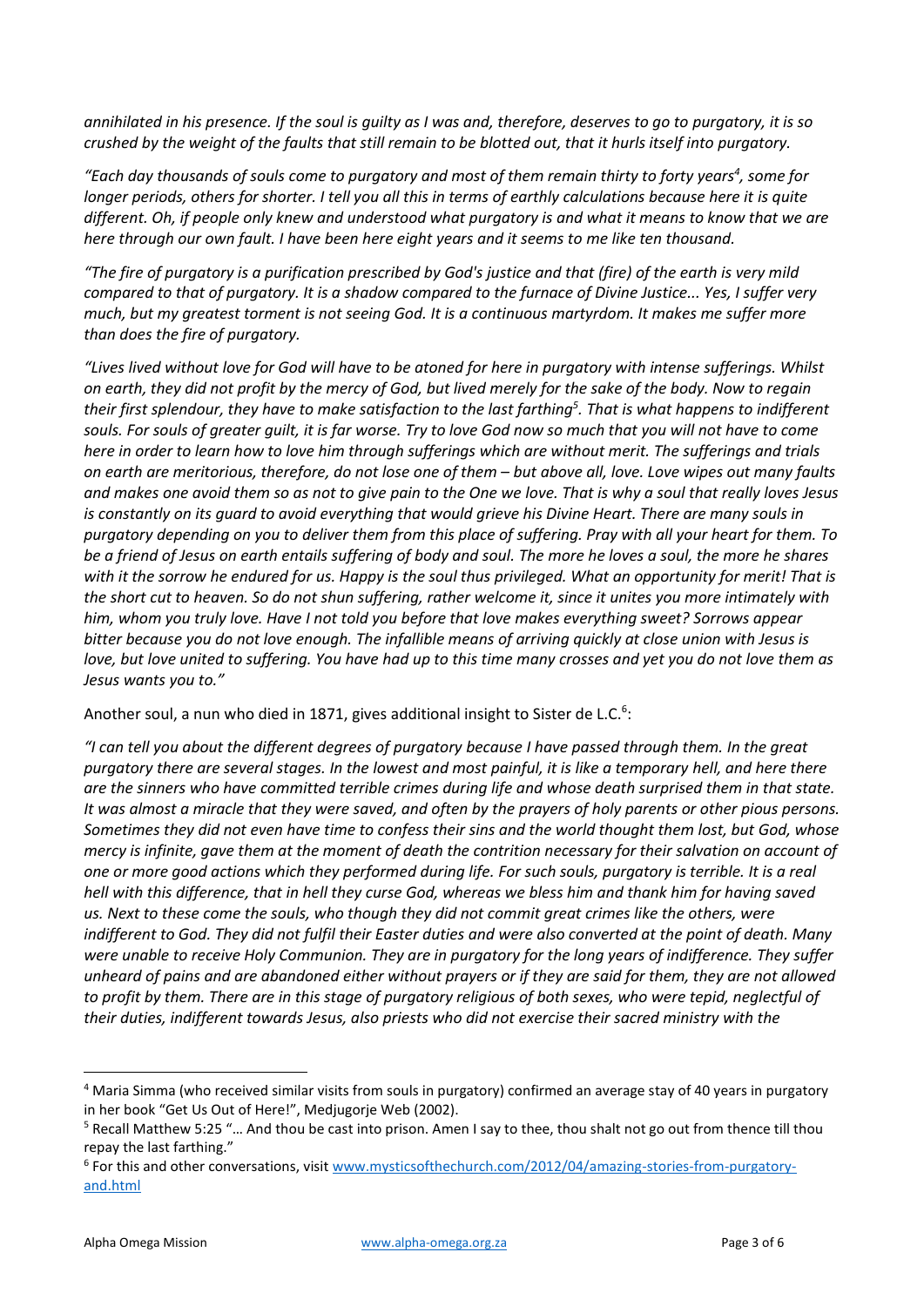*annihilated in his presence. If the soul is guilty as I was and, therefore, deserves to go to purgatory, it is so crushed by the weight of the faults that still remain to be blotted out, that it hurls itself into purgatory.*

*"Each day thousands of souls come to purgatory and most of them remain thirty to forty years*[4]*, some for longer periods, others for shorter. I tell you all this in terms of earthly calculations because here it is quite different. Oh, if people only knew and understood what purgatory is and what it means to know that we are here through our own fault. I have been here eight years and it seems to me like ten thousand.*

*"The fire of purgatory is a purification prescribed by God's justice and that (fire) of the earth is very mild compared to that of purgatory. It is a shadow compared to the furnace of Divine Justice... Yes, I suffer very much, but my greatest torment is not seeing God. It is a continuous martyrdom. It makes me suffer more than does the fire of purgatory.*

*"Lives lived without love for God will have to be atoned for here in purgatory with intense sufferings. Whilst on earth, they did not profit by the mercy of God, but lived merely for the sake of the body. Now to regain their first splendour, they have to make satisfaction to the last farthing*[5]*. That is what happens to indifferent souls. For souls of greater guilt, it is far worse. Try to love God now so much that you will not have to come here in order to learn how to love him through sufferings which are without merit. The sufferings and trials on earth are meritorious, therefore, do not lose one of them – but above all, love. Love wipes out many faults and makes one avoid them so as not to give pain to the One we love. That is why a soul that really loves Jesus is constantly on its guard to avoid everything that would grieve his Divine Heart. There are many souls in purgatory depending on you to deliver them from this place of suffering. Pray with all your heart for them. To be a friend of Jesus on earth entails suffering of body and soul. The more he loves a soul, the more he shares with it the sorrow he endured for us. Happy is the soul thus privileged. What an opportunity for merit! That is the short cut to heaven. So do not shun suffering, rather welcome it, since it unites you more intimately with him, whom you truly love. Have I not told you before that love makes everything sweet? Sorrows appear bitter because you do not love enough. The infallible means of arriving quickly at close union with Jesus is love, but love united to suffering. You have had up to this time many crosses and yet you do not love them as Jesus wants you to."*

Another soul, a nun who died in 1871, gives additional insight to Sister de L.C.[6]:

*"I can tell you about the different degrees of purgatory because I have passed through them. In the great purgatory there are several stages. In the lowest and most painful, it is like a temporary hell, and here there are the sinners who have committed terrible crimes during life and whose death surprised them in that state. It was almost a miracle that they were saved, and often by the prayers of holy parents or other pious persons. Sometimes they did not even have time to confess their sins and the world thought them lost, but God, whose mercy is infinite, gave them at the moment of death the contrition necessary for their salvation on account of one or more good actions which they performed during life. For such souls, purgatory is terrible. It is a real hell with this difference, that in hell they curse God, whereas we bless him and thank him for having saved us. Next to these come the souls, who though they did not commit great crimes like the others, were indifferent to God. They did not fulfil their Easter duties and were also converted at the point of death. Many were unable to receive Holy Communion. They are in purgatory for the long years of indifference. They suffer unheard of pains and are abandoned either without prayers or if they are said for them, they are not allowed to profit by them. There are in this stage of purgatory religious of both sexes, who were tepid, neglectful of their duties, indifferent towards Jesus, also priests who did not exercise their sacred ministry with the*

---

[4] Maria Simma (who received similar visits from souls in purgatory) confirmed an average stay of 40 years in purgatory in her book "Get Us Out of Here!", Medjugorje Web (2002).

[5] Recall Matthew 5:25 "… And thou be cast into prison. Amen I say to thee, thou shalt not go out from thence till thou repay the last farthing."

[6] For this and other conversations, visit [www.mysticsofthechurch.com/2012/04/amazing-stories-from-purgatory-and.html](www.mysticsofthechurch.com/2012/04/amazing-stories-from-purgatory-and.html)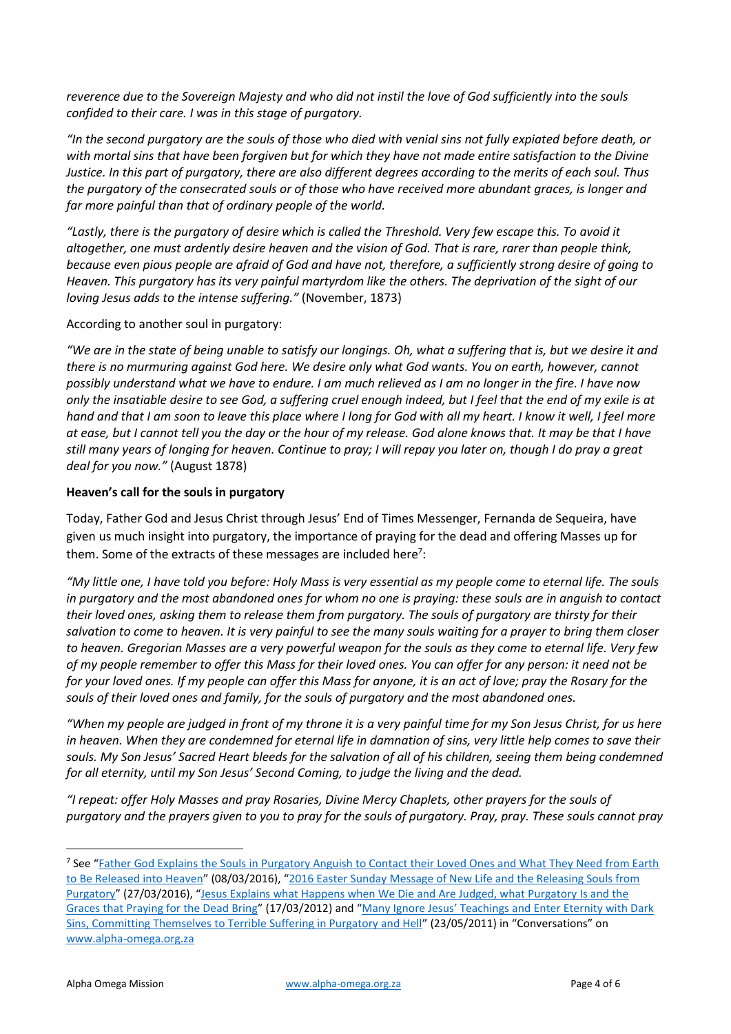*reverence due to the Sovereign Majesty and who did not instil the love of God sufficiently into the souls confided to their care. I was in this stage of purgatory.*

*"In the second purgatory are the souls of those who died with venial sins not fully expiated before death, or with mortal sins that have been forgiven but for which they have not made entire satisfaction to the Divine Justice. In this part of purgatory, there are also different degrees according to the merits of each soul. Thus the purgatory of the consecrated souls or of those who have received more abundant graces, is longer and far more painful than that of ordinary people of the world.*

*"Lastly, there is the purgatory of desire which is called the Threshold. Very few escape this. To avoid it altogether, one must ardently desire heaven and the vision of God. That is rare, rarer than people think, because even pious people are afraid of God and have not, therefore, a sufficiently strong desire of going to Heaven. This purgatory has its very painful martyrdom like the others. The deprivation of the sight of our loving Jesus adds to the intense suffering."* (November, 1873)

According to another soul in purgatory:

*"We are in the state of being unable to satisfy our longings. Oh, what a suffering that is, but we desire it and there is no murmuring against God here. We desire only what God wants. You on earth, however, cannot possibly understand what we have to endure. I am much relieved as I am no longer in the fire. I have now only the insatiable desire to see God, a suffering cruel enough indeed, but I feel that the end of my exile is at hand and that I am soon to leave this place where I long for God with all my heart. I know it well, I feel more at ease, but I cannot tell you the day or the hour of my release. God alone knows that. It may be that I have still many years of longing for heaven. Continue to pray; I will repay you later on, though I do pray a great deal for you now."* (August 1878)

**Heaven's call for the souls in purgatory**

Today, Father God and Jesus Christ through Jesus' End of Times Messenger, Fernanda de Sequeira, have given us much insight into purgatory, the importance of praying for the dead and offering Masses up for them. Some of the extracts of these messages are included here[7]:

*"My little one, I have told you before: Holy Mass is very essential as my people come to eternal life. The souls in purgatory and the most abandoned ones for whom no one is praying: these souls are in anguish to contact their loved ones, asking them to release them from purgatory. The souls of purgatory are thirsty for their salvation to come to heaven. It is very painful to see the many souls waiting for a prayer to bring them closer to heaven. Gregorian Masses are a very powerful weapon for the souls as they come to eternal life. Very few of my people remember to offer this Mass for their loved ones. You can offer for any person: it need not be for your loved ones. If my people can offer this Mass for anyone, it is an act of love; pray the Rosary for the souls of their loved ones and family, for the souls of purgatory and the most abandoned ones.*

*"When my people are judged in front of my throne it is a very painful time for my Son Jesus Christ, for us here in heaven. When they are condemned for eternal life in damnation of sins, very little help comes to save their souls. My Son Jesus' Sacred Heart bleeds for the salvation of all of his children, seeing them being condemned for all eternity, until my Son Jesus' Second Coming, to judge the living and the dead.*

*"I repeat: offer Holy Masses and pray Rosaries, Divine Mercy Chaplets, other prayers for the souls of purgatory and the prayers given to you to pray for the souls of purgatory. Pray, pray. These souls cannot pray*

---

[7] See "Father God Explains the Souls in Purgatory Anguish to Contact their Loved Ones and What They Need from Earth to Be Released into Heaven" (08/03/2016), "2016 Easter Sunday Message of New Life and the Releasing Souls from Purgatory" (27/03/2016), "Jesus Explains what Happens when We Die and Are Judged, what Purgatory Is and the Graces that Praying for the Dead Bring" (17/03/2012) and "Many Ignore Jesus' Teachings and Enter Eternity with Dark Sins, Committing Themselves to Terrible Suffering in Purgatory and Hell" (23/05/2011) in "Conversations" on www.alpha-omega.org.za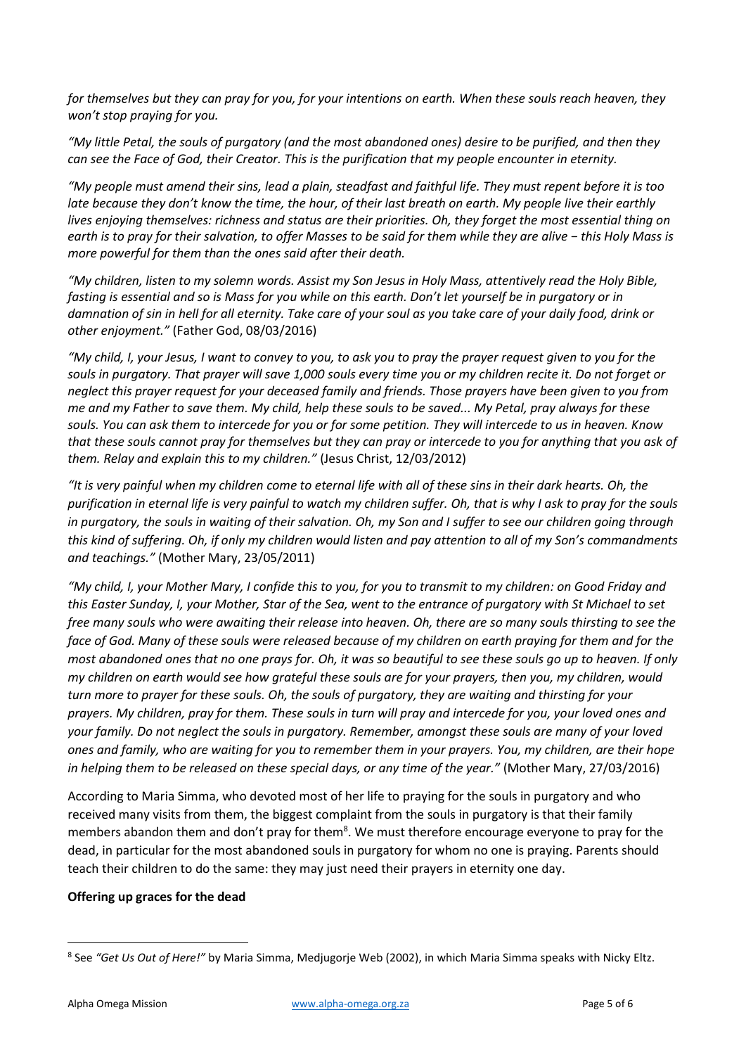*for themselves but they can pray for you, for your intentions on earth. When these souls reach heaven, they won't stop praying for you.*

*"My little Petal, the souls of purgatory (and the most abandoned ones) desire to be purified, and then they can see the Face of God, their Creator. This is the purification that my people encounter in eternity.*

*"My people must amend their sins, lead a plain, steadfast and faithful life. They must repent before it is too late because they don't know the time, the hour, of their last breath on earth. My people live their earthly lives enjoying themselves: richness and status are their priorities. Oh, they forget the most essential thing on earth is to pray for their salvation, to offer Masses to be said for them while they are alive − this Holy Mass is more powerful for them than the ones said after their death.*

*"My children, listen to my solemn words. Assist my Son Jesus in Holy Mass, attentively read the Holy Bible, fasting is essential and so is Mass for you while on this earth. Don't let yourself be in purgatory or in damnation of sin in hell for all eternity. Take care of your soul as you take care of your daily food, drink or other enjoyment."* (Father God, 08/03/2016)

*"My child, I, your Jesus, I want to convey to you, to ask you to pray the prayer request given to you for the souls in purgatory. That prayer will save 1,000 souls every time you or my children recite it. Do not forget or neglect this prayer request for your deceased family and friends. Those prayers have been given to you from me and my Father to save them. My child, help these souls to be saved... My Petal, pray always for these souls. You can ask them to intercede for you or for some petition. They will intercede to us in heaven. Know that these souls cannot pray for themselves but they can pray or intercede to you for anything that you ask of them. Relay and explain this to my children."* (Jesus Christ, 12/03/2012)

*"It is very painful when my children come to eternal life with all of these sins in their dark hearts. Oh, the purification in eternal life is very painful to watch my children suffer. Oh, that is why I ask to pray for the souls in purgatory, the souls in waiting of their salvation. Oh, my Son and I suffer to see our children going through this kind of suffering. Oh, if only my children would listen and pay attention to all of my Son's commandments and teachings."* (Mother Mary, 23/05/2011)

*"My child, I, your Mother Mary, I confide this to you, for you to transmit to my children: on Good Friday and this Easter Sunday, I, your Mother, Star of the Sea, went to the entrance of purgatory with St Michael to set free many souls who were awaiting their release into heaven. Oh, there are so many souls thirsting to see the face of God. Many of these souls were released because of my children on earth praying for them and for the most abandoned ones that no one prays for. Oh, it was so beautiful to see these souls go up to heaven. If only my children on earth would see how grateful these souls are for your prayers, then you, my children, would turn more to prayer for these souls. Oh, the souls of purgatory, they are waiting and thirsting for your prayers. My children, pray for them. These souls in turn will pray and intercede for you, your loved ones and your family. Do not neglect the souls in purgatory. Remember, amongst these souls are many of your loved ones and family, who are waiting for you to remember them in your prayers. You, my children, are their hope in helping them to be released on these special days, or any time of the year."* (Mother Mary, 27/03/2016)

According to Maria Simma, who devoted most of her life to praying for the souls in purgatory and who received many visits from them, the biggest complaint from the souls in purgatory is that their family members abandon them and don't pray for them[8]. We must therefore encourage everyone to pray for the dead, in particular for the most abandoned souls in purgatory for whom no one is praying. Parents should teach their children to do the same: they may just need their prayers in eternity one day.

**Offering up graces for the dead**

[8] See *"Get Us Out of Here!"* by Maria Simma, Medjugorje Web (2002), in which Maria Simma speaks with Nicky Eltz.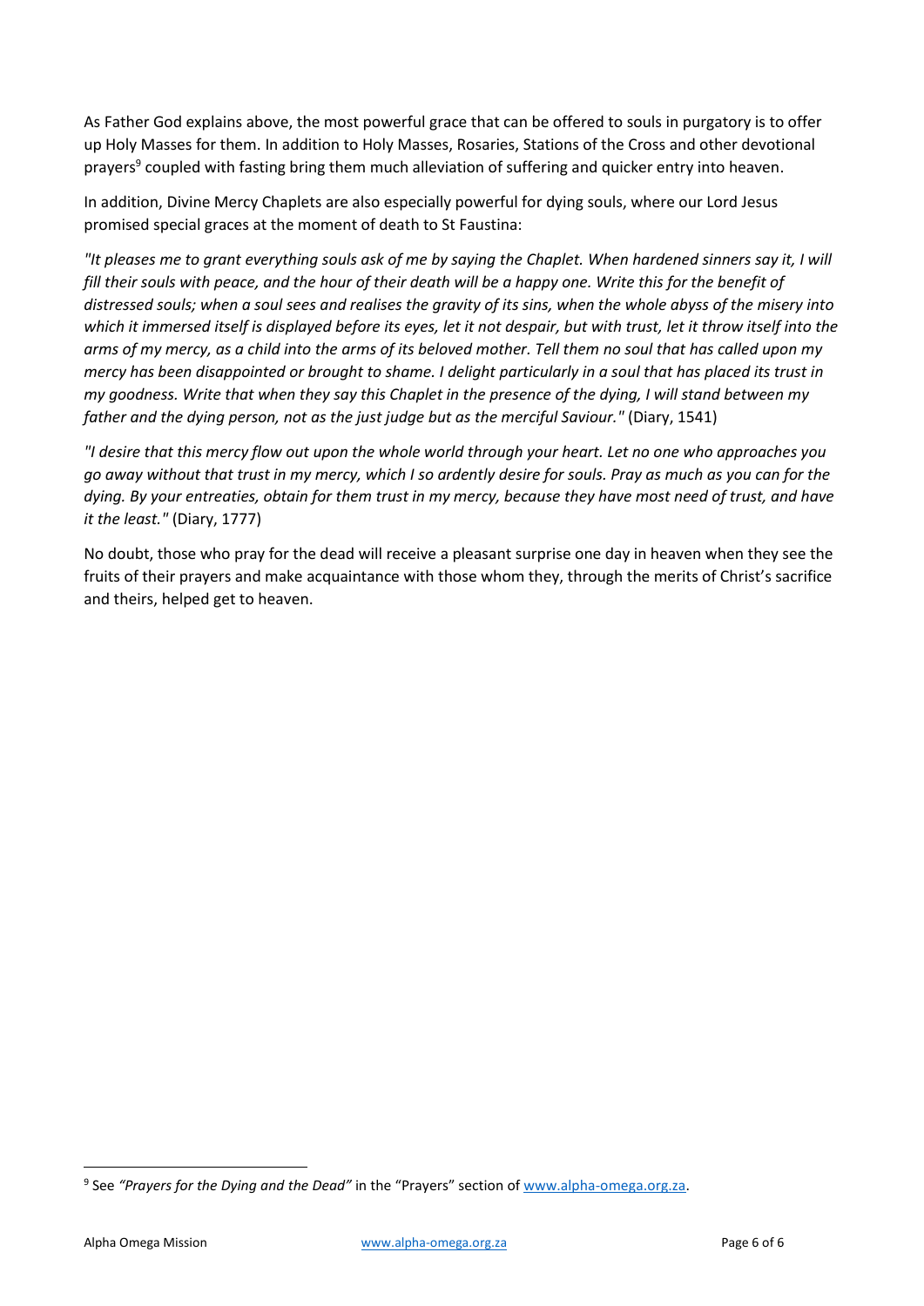As Father God explains above, the most powerful grace that can be offered to souls in purgatory is to offer up Holy Masses for them. In addition to Holy Masses, Rosaries, Stations of the Cross and other devotional prayers[9] coupled with fasting bring them much alleviation of suffering and quicker entry into heaven.

In addition, Divine Mercy Chaplets are also especially powerful for dying souls, where our Lord Jesus promised special graces at the moment of death to St Faustina:

*"It pleases me to grant everything souls ask of me by saying the Chaplet. When hardened sinners say it, I will fill their souls with peace, and the hour of their death will be a happy one. Write this for the benefit of distressed souls; when a soul sees and realises the gravity of its sins, when the whole abyss of the misery into which it immersed itself is displayed before its eyes, let it not despair, but with trust, let it throw itself into the arms of my mercy, as a child into the arms of its beloved mother. Tell them no soul that has called upon my mercy has been disappointed or brought to shame. I delight particularly in a soul that has placed its trust in my goodness. Write that when they say this Chaplet in the presence of the dying, I will stand between my father and the dying person, not as the just judge but as the merciful Saviour."* (Diary, 1541)

*"I desire that this mercy flow out upon the whole world through your heart. Let no one who approaches you go away without that trust in my mercy, which I so ardently desire for souls. Pray as much as you can for the dying. By your entreaties, obtain for them trust in my mercy, because they have most need of trust, and have it the least."* (Diary, 1777)

No doubt, those who pray for the dead will receive a pleasant surprise one day in heaven when they see the fruits of their prayers and make acquaintance with those whom they, through the merits of Christ's sacrifice and theirs, helped get to heaven.

---

[9] See *"Prayers for the Dying and the Dead"* in the "Prayers" section of www.alpha-omega.org.za.